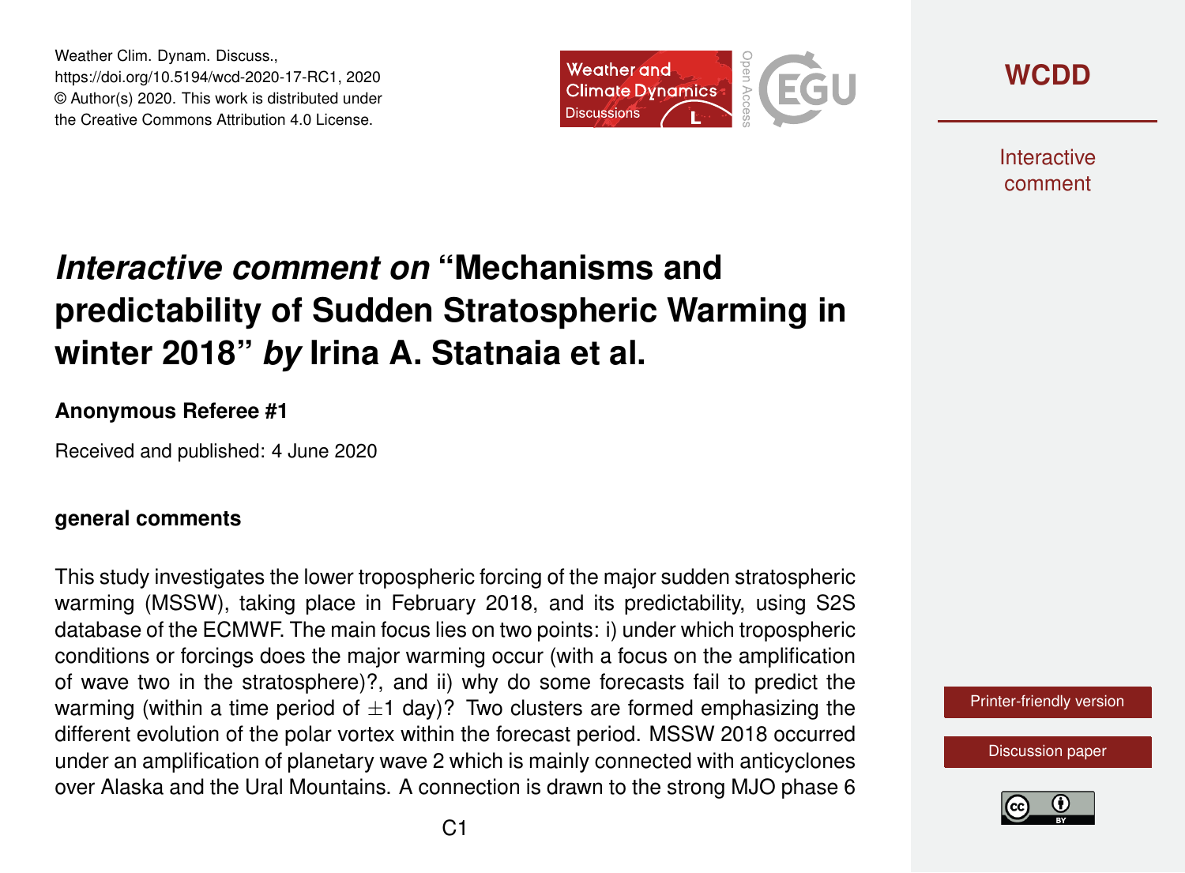Weather Clim. Dynam. Discuss.,
https://doi.org/10.5194/wcd-2020-17-RC1, 2020
© Author(s) 2020. This work is distributed under the Creative Commons Attribution 4.0 License.

# *Interactive comment on* "Mechanisms and predictability of Sudden Stratospheric Warming in winter 2018" *by* Irina A. Statnaia et al.

### Anonymous Referee #1

Received and published: 4 June 2020

#### general comments

This study investigates the lower tropospheric forcing of the major sudden stratospheric warming (MSSW), taking place in February 2018, and its predictability, using S2S database of the ECMWF. The main focus lies on two points: i) under which tropospheric conditions or forcings does the major warming occur (with a focus on the amplification of wave two in the stratosphere)?, and ii) why do some forecasts fail to predict the warming (within a time period of $\pm 1$ day)? Two clusters are formed emphasizing the different evolution of the polar vortex within the forecast period. MSSW 2018 occurred under an amplification of planetary wave 2 which is mainly connected with anticyclones over Alaska and the Ural Mountains. A connection is drawn to the strong MJO phase 6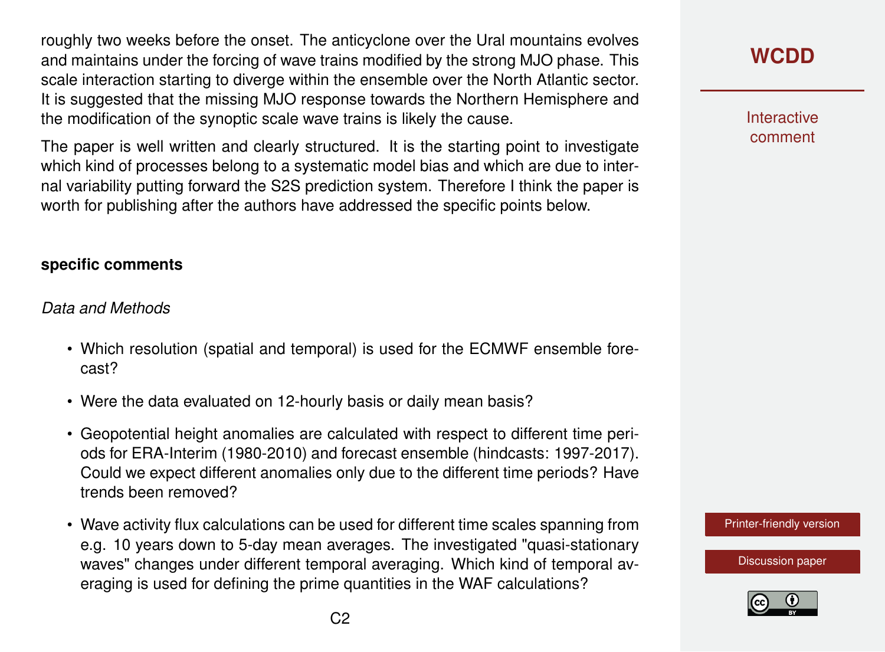roughly two weeks before the onset. The anticyclone over the Ural mountains evolves and maintains under the forcing of wave trains modified by the strong MJO phase. This scale interaction starting to diverge within the ensemble over the North Atlantic sector. It is suggested that the missing MJO response towards the Northern Hemisphere and the modification of the synoptic scale wave trains is likely the cause.

The paper is well written and clearly structured. It is the starting point to investigate which kind of processes belong to a systematic model bias and which are due to internal variability putting forward the S2S prediction system. Therefore I think the paper is worth for publishing after the authors have addressed the specific points below.

**specific comments**

*Data and Methods*

- Which resolution (spatial and temporal) is used for the ECMWF ensemble forecast?
- Were the data evaluated on 12-hourly basis or daily mean basis?
- Geopotential height anomalies are calculated with respect to different time periods for ERA-Interim (1980-2010) and forecast ensemble (hindcasts: 1997-2017). Could we expect different anomalies only due to the different time periods? Have trends been removed?
- Wave activity flux calculations can be used for different time scales spanning from e.g. 10 years down to 5-day mean averages. The investigated "quasi-stationary waves" changes under different temporal averaging. Which kind of temporal averaging is used for defining the prime quantities in the WAF calculations?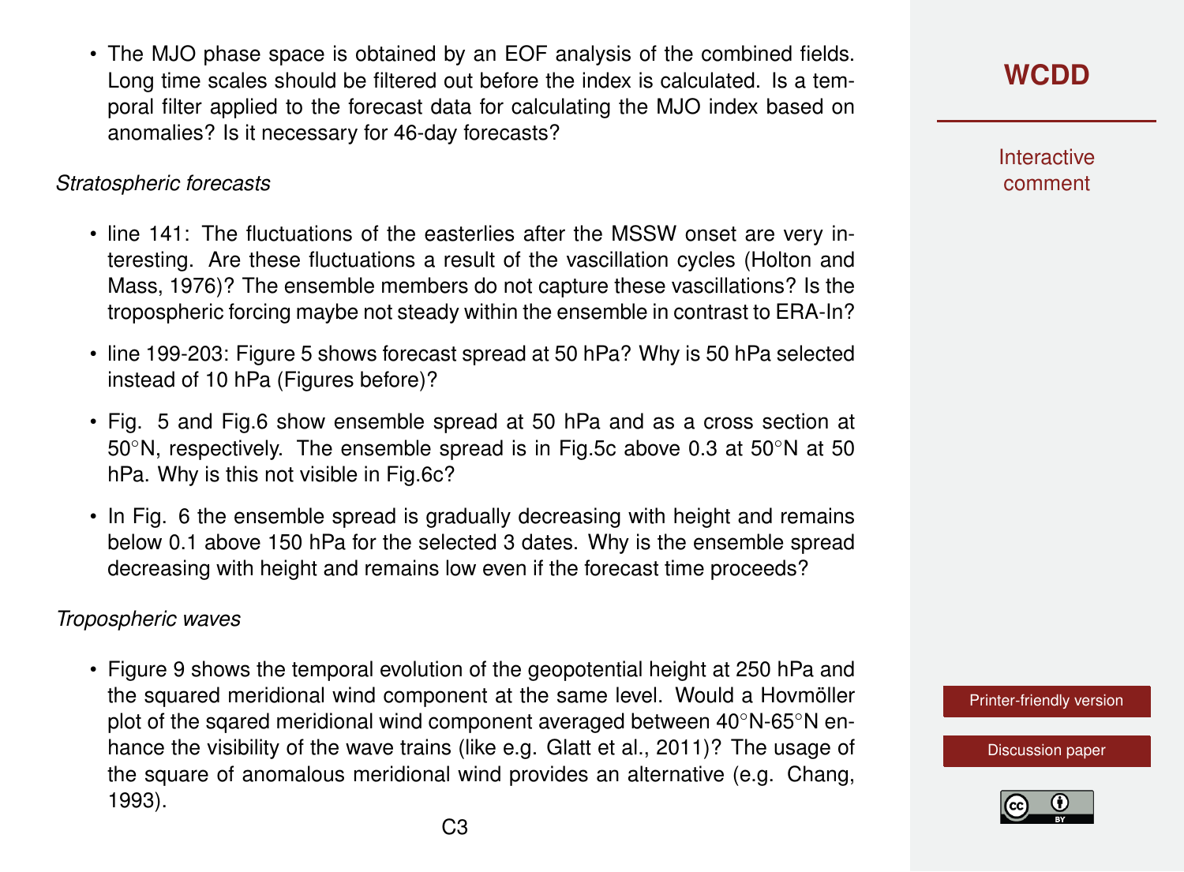- The MJO phase space is obtained by an EOF analysis of the combined fields. Long time scales should be filtered out before the index is calculated. Is a temporal filter applied to the forecast data for calculating the MJO index based on anomalies? Is it necessary for 46-day forecasts?

*Stratospheric forecasts*

- line 141: The fluctuations of the easterlies after the MSSW onset are very interesting. Are these fluctuations a result of the vascillation cycles (Holton and Mass, 1976)? The ensemble members do not capture these vascillations? Is the tropospheric forcing maybe not steady within the ensemble in contrast to ERA-In?
- line 199-203: Figure 5 shows forecast spread at 50 hPa? Why is 50 hPa selected instead of 10 hPa (Figures before)?
- Fig. 5 and Fig.6 show ensemble spread at 50 hPa and as a cross section at 50°N, respectively. The ensemble spread is in Fig.5c above 0.3 at 50°N at 50 hPa. Why is this not visible in Fig.6c?
- In Fig. 6 the ensemble spread is gradually decreasing with height and remains below 0.1 above 150 hPa for the selected 3 dates. Why is the ensemble spread decreasing with height and remains low even if the forecast time proceeds?

*Tropospheric waves*

- Figure 9 shows the temporal evolution of the geopotential height at 250 hPa and the squared meridional wind component at the same level. Would a Hovmöller plot of the sqared meridional wind component averaged between 40°N-65°N enhance the visibility of the wave trains (like e.g. Glatt et al., 2011)? The usage of the square of anomalous meridional wind provides an alternative (e.g. Chang, 1993).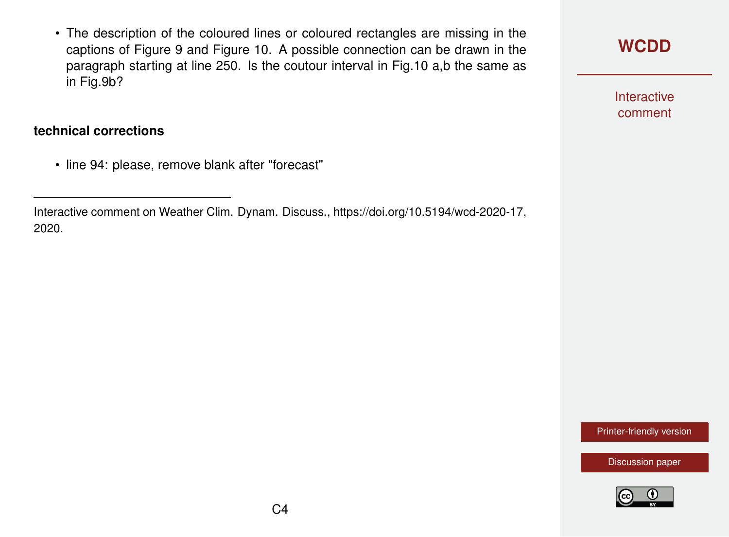- The description of the coloured lines or coloured rectangles are missing in the captions of Figure 9 and Figure 10. A possible connection can be drawn in the paragraph starting at line 250. Is the coutour interval in Fig.10 a,b the same as in Fig.9b?

**technical corrections**

- line 94: please, remove blank after "forecast"

---

Interactive comment on Weather Clim. Dynam. Discuss., https://doi.org/10.5194/wcd-2020-17, 2020.